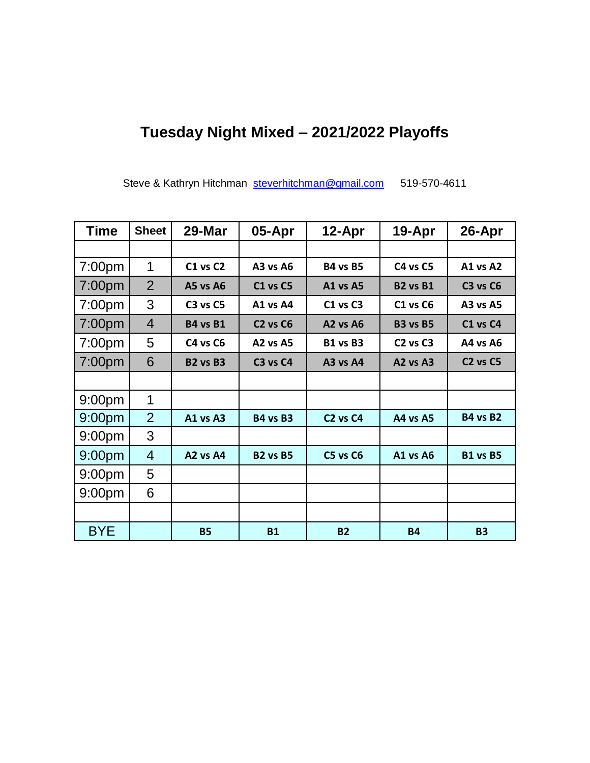# Tuesday Night Mixed – 2021/2022 Playoffs

Steve & Kathryn Hitchman [steverhitchman@gmail.com](mailto:steverhitchman@gmail.com) 519-570-4611

| Time | Sheet | 29-Mar | 05-Apr | 12-Apr | 19-Apr | 26-Apr |
|---|---|---|---|---|---|---|
| | | | | | | |
| 7:00pm | 1 | C1 vs C2 | A3 vs A6 | B4 vs B5 | C4 vs C5 | A1 vs A2 |
| 7:00pm | 2 | A5 vs A6 | C1 vs C5 | A1 vs A5 | B2 vs B1 | C3 vs C6 |
| 7:00pm | 3 | C3 vs C5 | A1 vs A4 | C1 vs C3 | C1 vs C6 | A3 vs A5 |
| 7:00pm | 4 | B4 vs B1 | C2 vs C6 | A2 vs A6 | B3 vs B5 | C1 vs C4 |
| 7:00pm | 5 | C4 vs C6 | A2 vs A5 | B1 vs B3 | C2 vs C3 | A4 vs A6 |
| 7:00pm | 6 | B2 vs B3 | C3 vs C4 | A3 vs A4 | A2 vs A3 | C2 vs C5 |
| | | | | | | |
| 9:00pm | 1 | | | | | |
| 9:00pm | 2 | A1 vs A3 | B4 vs B3 | C2 vs C4 | A4 vs A5 | B4 vs B2 |
| 9:00pm | 3 | | | | | |
| 9:00pm | 4 | A2 vs A4 | B2 vs B5 | C5 vs C6 | A1 vs A6 | B1 vs B5 |
| 9:00pm | 5 | | | | | |
| 9:00pm | 6 | | | | | |
| | | | | | | |
| BYE | | B5 | B1 | B2 | B4 | B3 |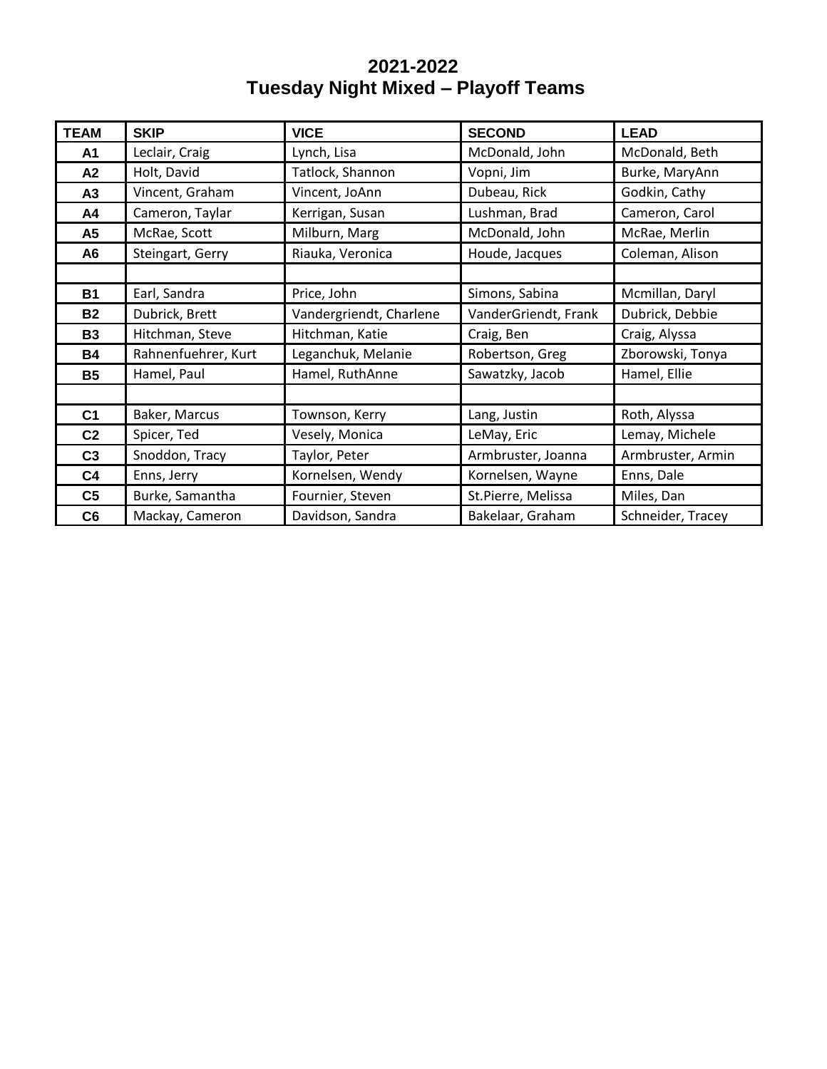# 2021-2022
# Tuesday Night Mixed – Playoff Teams

| TEAM | SKIP | VICE | SECOND | LEAD |
|---|---|---|---|---|
| A1 | Leclair, Craig | Lynch, Lisa | McDonald, John | McDonald, Beth |
| A2 | Holt, David | Tatlock, Shannon | Vopni, Jim | Burke, MaryAnn |
| A3 | Vincent, Graham | Vincent, JoAnn | Dubeau, Rick | Godkin, Cathy |
| A4 | Cameron, Taylar | Kerrigan, Susan | Lushman, Brad | Cameron, Carol |
| A5 | McRae, Scott | Milburn, Marg | McDonald, John | McRae, Merlin |
| A6 | Steingart, Gerry | Riauka, Veronica | Houde, Jacques | Coleman, Alison |
| | | | | |
| B1 | Earl, Sandra | Price, John | Simons, Sabina | Mcmillan, Daryl |
| B2 | Dubrick, Brett | Vandergriendt, Charlene | VanderGriendt, Frank | Dubrick, Debbie |
| B3 | Hitchman, Steve | Hitchman, Katie | Craig, Ben | Craig, Alyssa |
| B4 | Rahnenfuehrer, Kurt | Leganchuk, Melanie | Robertson, Greg | Zborowski, Tonya |
| B5 | Hamel, Paul | Hamel, RuthAnne | Sawatzky, Jacob | Hamel, Ellie |
| | | | | |
| C1 | Baker, Marcus | Townson, Kerry | Lang, Justin | Roth, Alyssa |
| C2 | Spicer, Ted | Vesely, Monica | LeMay, Eric | Lemay, Michele |
| C3 | Snoddon, Tracy | Taylor, Peter | Armbruster, Joanna | Armbruster, Armin |
| C4 | Enns, Jerry | Kornelsen, Wendy | Kornelsen, Wayne | Enns, Dale |
| C5 | Burke, Samantha | Fournier, Steven | St.Pierre, Melissa | Miles, Dan |
| C6 | Mackay, Cameron | Davidson, Sandra | Bakelaar, Graham | Schneider, Tracey |